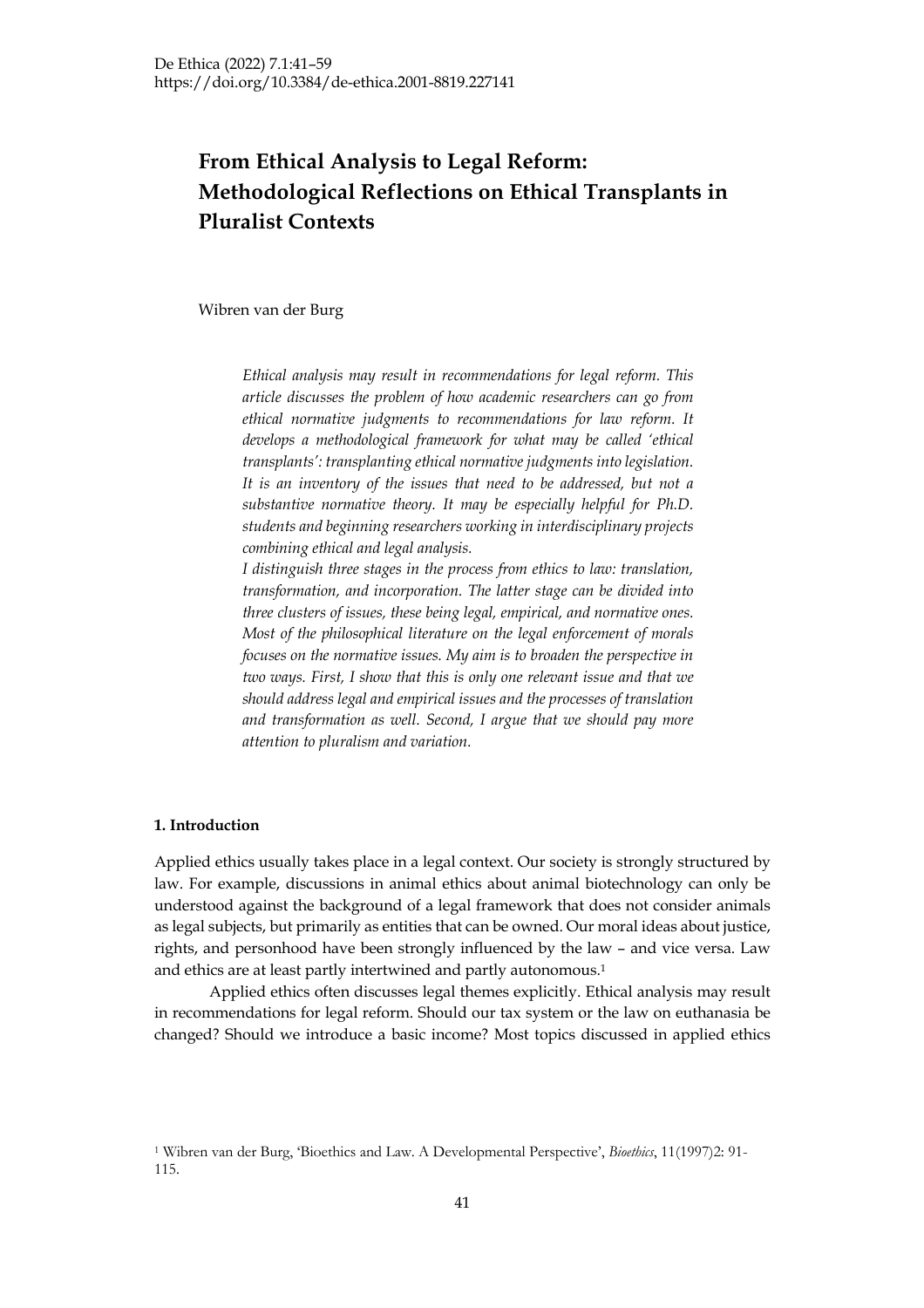# From Ethical Analysis to Legal Reform: Methodological Reflections on Ethical Transplants in Pluralist Contexts

Wibren van der Burg

*Ethical analysis may result in recommendations for legal reform. This article discusses the problem of how academic researchers can go from ethical normative judgments to recommendations for law reform. It develops a methodological framework for what may be called 'ethical transplants': transplanting ethical normative judgments into legislation. It is an inventory of the issues that need to be addressed, but not a substantive normative theory. It may be especially helpful for Ph.D. students and beginning researchers working in interdisciplinary projects combining ethical and legal analysis.*

*I distinguish three stages in the process from ethics to law: translation, transformation, and incorporation. The latter stage can be divided into three clusters of issues, these being legal, empirical, and normative ones. Most of the philosophical literature on the legal enforcement of morals focuses on the normative issues. My aim is to broaden the perspective in two ways. First, I show that this is only one relevant issue and that we should address legal and empirical issues and the processes of translation and transformation as well. Second, I argue that we should pay more attention to pluralism and variation.*

### 1. Introduction

Applied ethics usually takes place in a legal context. Our society is strongly structured by law. For example, discussions in animal ethics about animal biotechnology can only be understood against the background of a legal framework that does not consider animals as legal subjects, but primarily as entities that can be owned. Our moral ideas about justice, rights, and personhood have been strongly influenced by the law – and vice versa. Law and ethics are at least partly intertwined and partly autonomous.[1]

Applied ethics often discusses legal themes explicitly. Ethical analysis may result in recommendations for legal reform. Should our tax system or the law on euthanasia be changed? Should we introduce a basic income? Most topics discussed in applied ethics

[1] Wibren van der Burg, 'Bioethics and Law. A Developmental Perspective', *Bioethics*, 11(1997)2: 91-115.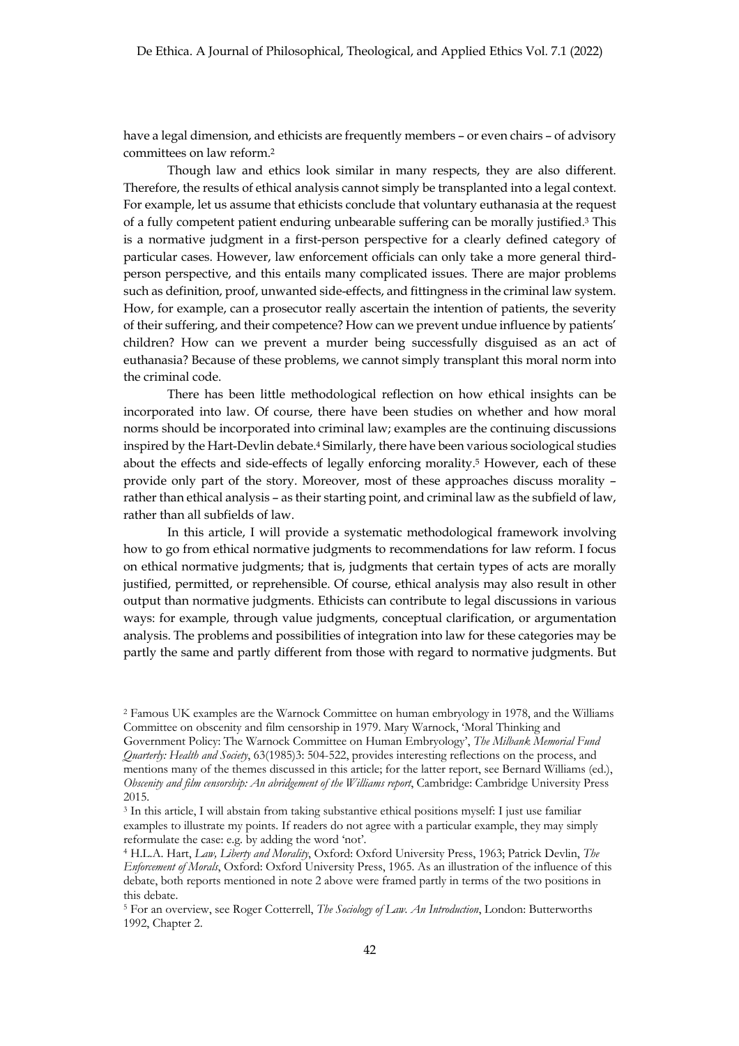have a legal dimension, and ethicists are frequently members – or even chairs – of advisory committees on law reform.[2]

Though law and ethics look similar in many respects, they are also different. Therefore, the results of ethical analysis cannot simply be transplanted into a legal context. For example, let us assume that ethicists conclude that voluntary euthanasia at the request of a fully competent patient enduring unbearable suffering can be morally justified.[3] This is a normative judgment in a first-person perspective for a clearly defined category of particular cases. However, law enforcement officials can only take a more general third-person perspective, and this entails many complicated issues. There are major problems such as definition, proof, unwanted side-effects, and fittingness in the criminal law system. How, for example, can a prosecutor really ascertain the intention of patients, the severity of their suffering, and their competence? How can we prevent undue influence by patients' children? How can we prevent a murder being successfully disguised as an act of euthanasia? Because of these problems, we cannot simply transplant this moral norm into the criminal code.

There has been little methodological reflection on how ethical insights can be incorporated into law. Of course, there have been studies on whether and how moral norms should be incorporated into criminal law; examples are the continuing discussions inspired by the Hart-Devlin debate.[4] Similarly, there have been various sociological studies about the effects and side-effects of legally enforcing morality.[5] However, each of these provide only part of the story. Moreover, most of these approaches discuss morality – rather than ethical analysis – as their starting point, and criminal law as the subfield of law, rather than all subfields of law.

In this article, I will provide a systematic methodological framework involving how to go from ethical normative judgments to recommendations for law reform. I focus on ethical normative judgments; that is, judgments that certain types of acts are morally justified, permitted, or reprehensible. Of course, ethical analysis may also result in other output than normative judgments. Ethicists can contribute to legal discussions in various ways: for example, through value judgments, conceptual clarification, or argumentation analysis. The problems and possibilities of integration into law for these categories may be partly the same and partly different from those with regard to normative judgments. But

---

[2] Famous UK examples are the Warnock Committee on human embryology in 1978, and the Williams Committee on obscenity and film censorship in 1979. Mary Warnock, 'Moral Thinking and Government Policy: The Warnock Committee on Human Embryology', *The Milbank Memorial Fund Quarterly: Health and Society*, 63(1985)3: 504-522, provides interesting reflections on the process, and mentions many of the themes discussed in this article; for the latter report, see Bernard Williams (ed.), *Obscenity and film censorship: An abridgement of the Williams report*, Cambridge: Cambridge University Press 2015.

[3] In this article, I will abstain from taking substantive ethical positions myself: I just use familiar examples to illustrate my points. If readers do not agree with a particular example, they may simply reformulate the case: e.g. by adding the word 'not'.

[4] H.L.A. Hart, *Law, Liberty and Morality*, Oxford: Oxford University Press, 1963; Patrick Devlin, *The Enforcement of Morals*, Oxford: Oxford University Press, 1965. As an illustration of the influence of this debate, both reports mentioned in note 2 above were framed partly in terms of the two positions in this debate.

[5] For an overview, see Roger Cotterrell, *The Sociology of Law. An Introduction*, London: Butterworths 1992, Chapter 2.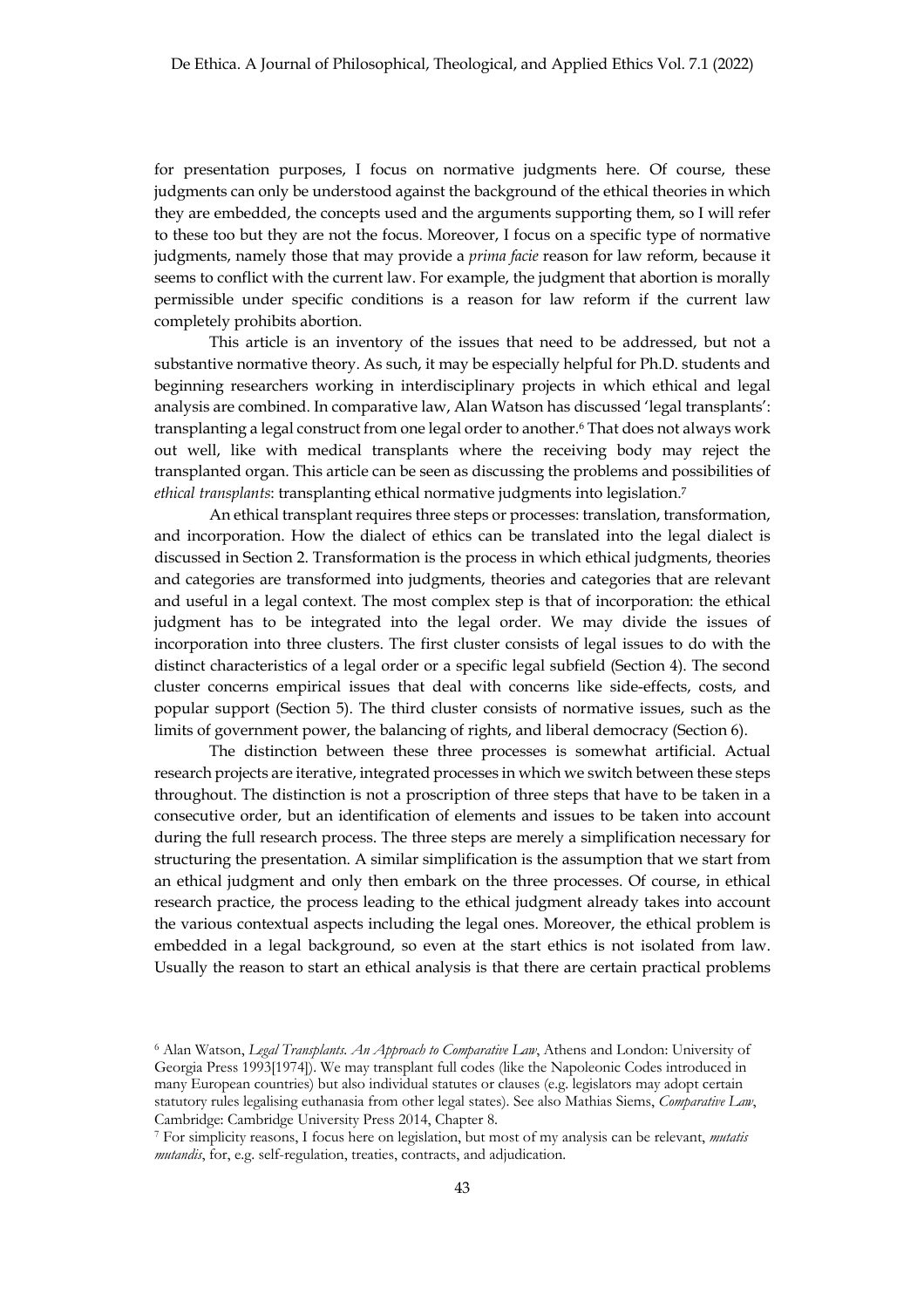for presentation purposes, I focus on normative judgments here. Of course, these judgments can only be understood against the background of the ethical theories in which they are embedded, the concepts used and the arguments supporting them, so I will refer to these too but they are not the focus. Moreover, I focus on a specific type of normative judgments, namely those that may provide a *prima facie* reason for law reform, because it seems to conflict with the current law. For example, the judgment that abortion is morally permissible under specific conditions is a reason for law reform if the current law completely prohibits abortion.

This article is an inventory of the issues that need to be addressed, but not a substantive normative theory. As such, it may be especially helpful for Ph.D. students and beginning researchers working in interdisciplinary projects in which ethical and legal analysis are combined. In comparative law, Alan Watson has discussed 'legal transplants': transplanting a legal construct from one legal order to another.[6] That does not always work out well, like with medical transplants where the receiving body may reject the transplanted organ. This article can be seen as discussing the problems and possibilities of *ethical transplants*: transplanting ethical normative judgments into legislation.[7]

An ethical transplant requires three steps or processes: translation, transformation, and incorporation. How the dialect of ethics can be translated into the legal dialect is discussed in Section 2. Transformation is the process in which ethical judgments, theories and categories are transformed into judgments, theories and categories that are relevant and useful in a legal context. The most complex step is that of incorporation: the ethical judgment has to be integrated into the legal order. We may divide the issues of incorporation into three clusters. The first cluster consists of legal issues to do with the distinct characteristics of a legal order or a specific legal subfield (Section 4). The second cluster concerns empirical issues that deal with concerns like side-effects, costs, and popular support (Section 5). The third cluster consists of normative issues, such as the limits of government power, the balancing of rights, and liberal democracy (Section 6).

The distinction between these three processes is somewhat artificial. Actual research projects are iterative, integrated processes in which we switch between these steps throughout. The distinction is not a proscription of three steps that have to be taken in a consecutive order, but an identification of elements and issues to be taken into account during the full research process. The three steps are merely a simplification necessary for structuring the presentation. A similar simplification is the assumption that we start from an ethical judgment and only then embark on the three processes. Of course, in ethical research practice, the process leading to the ethical judgment already takes into account the various contextual aspects including the legal ones. Moreover, the ethical problem is embedded in a legal background, so even at the start ethics is not isolated from law. Usually the reason to start an ethical analysis is that there are certain practical problems

---

[6] Alan Watson, *Legal Transplants. An Approach to Comparative Law*, Athens and London: University of Georgia Press 1993[1974]). We may transplant full codes (like the Napoleonic Codes introduced in many European countries) but also individual statutes or clauses (e.g. legislators may adopt certain statutory rules legalising euthanasia from other legal states). See also Mathias Siems, *Comparative Law*, Cambridge: Cambridge University Press 2014, Chapter 8.

[7] For simplicity reasons, I focus here on legislation, but most of my analysis can be relevant, *mutatis mutandis*, for, e.g. self-regulation, treaties, contracts, and adjudication.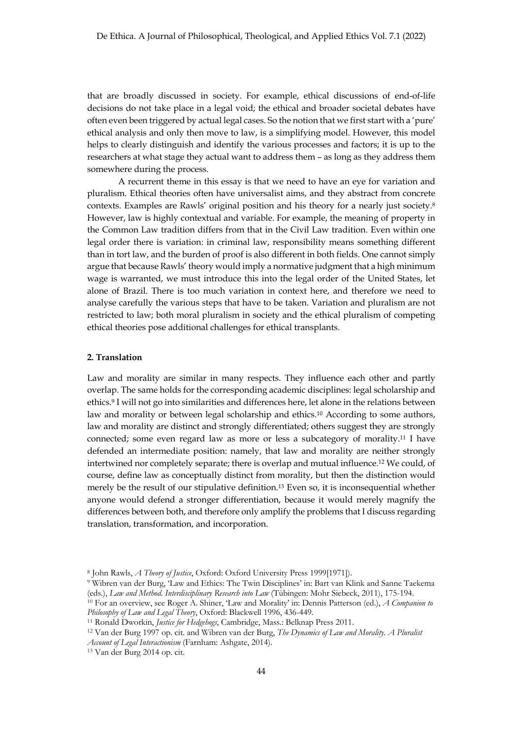that are broadly discussed in society. For example, ethical discussions of end-of-life decisions do not take place in a legal void; the ethical and broader societal debates have often even been triggered by actual legal cases. So the notion that we first start with a 'pure' ethical analysis and only then move to law, is a simplifying model. However, this model helps to clearly distinguish and identify the various processes and factors; it is up to the researchers at what stage they actual want to address them – as long as they address them somewhere during the process.

A recurrent theme in this essay is that we need to have an eye for variation and pluralism. Ethical theories often have universalist aims, and they abstract from concrete contexts. Examples are Rawls' original position and his theory for a nearly just society.[8] However, law is highly contextual and variable. For example, the meaning of property in the Common Law tradition differs from that in the Civil Law tradition. Even within one legal order there is variation: in criminal law, responsibility means something different than in tort law, and the burden of proof is also different in both fields. One cannot simply argue that because Rawls' theory would imply a normative judgment that a high minimum wage is warranted, we must introduce this into the legal order of the United States, let alone of Brazil. There is too much variation in context here, and therefore we need to analyse carefully the various steps that have to be taken. Variation and pluralism are not restricted to law; both moral pluralism in society and the ethical pluralism of competing ethical theories pose additional challenges for ethical transplants.

## 2. Translation

Law and morality are similar in many respects. They influence each other and partly overlap. The same holds for the corresponding academic disciplines: legal scholarship and ethics.[9] I will not go into similarities and differences here, let alone in the relations between law and morality or between legal scholarship and ethics.[10] According to some authors, law and morality are distinct and strongly differentiated; others suggest they are strongly connected; some even regard law as more or less a subcategory of morality.[11] I have defended an intermediate position: namely, that law and morality are neither strongly intertwined nor completely separate; there is overlap and mutual influence.[12] We could, of course, define law as conceptually distinct from morality, but then the distinction would merely be the result of our stipulative definition.[13] Even so, it is inconsequential whether anyone would defend a stronger differentiation, because it would merely magnify the differences between both, and therefore only amplify the problems that I discuss regarding translation, transformation, and incorporation.

---

[8] John Rawls, *A Theory of Justice*, Oxford: Oxford University Press 1999[1971]).

[9] Wibren van der Burg, 'Law and Ethics: The Twin Disciplines' in: Bart van Klink and Sanne Taekema (eds.), *Law and Method. Interdisciplinary Research into Law* (Tübingen: Mohr Siebeck, 2011), 175-194.

[10] For an overview, see Roger A. Shiner, 'Law and Morality' in: Dennis Patterson (ed.), *A Companion to Philosophy of Law and Legal Theory*, Oxford: Blackwell 1996, 436-449.

[11] Ronald Dworkin, *Justice for Hedgehogs*, Cambridge, Mass.: Belknap Press 2011.

[12] Van der Burg 1997 op. cit. and Wibren van der Burg, *The Dynamics of Law and Morality. A Pluralist Account of Legal Interactionism* (Farnham: Ashgate, 2014).

[13] Van der Burg 2014 op. cit.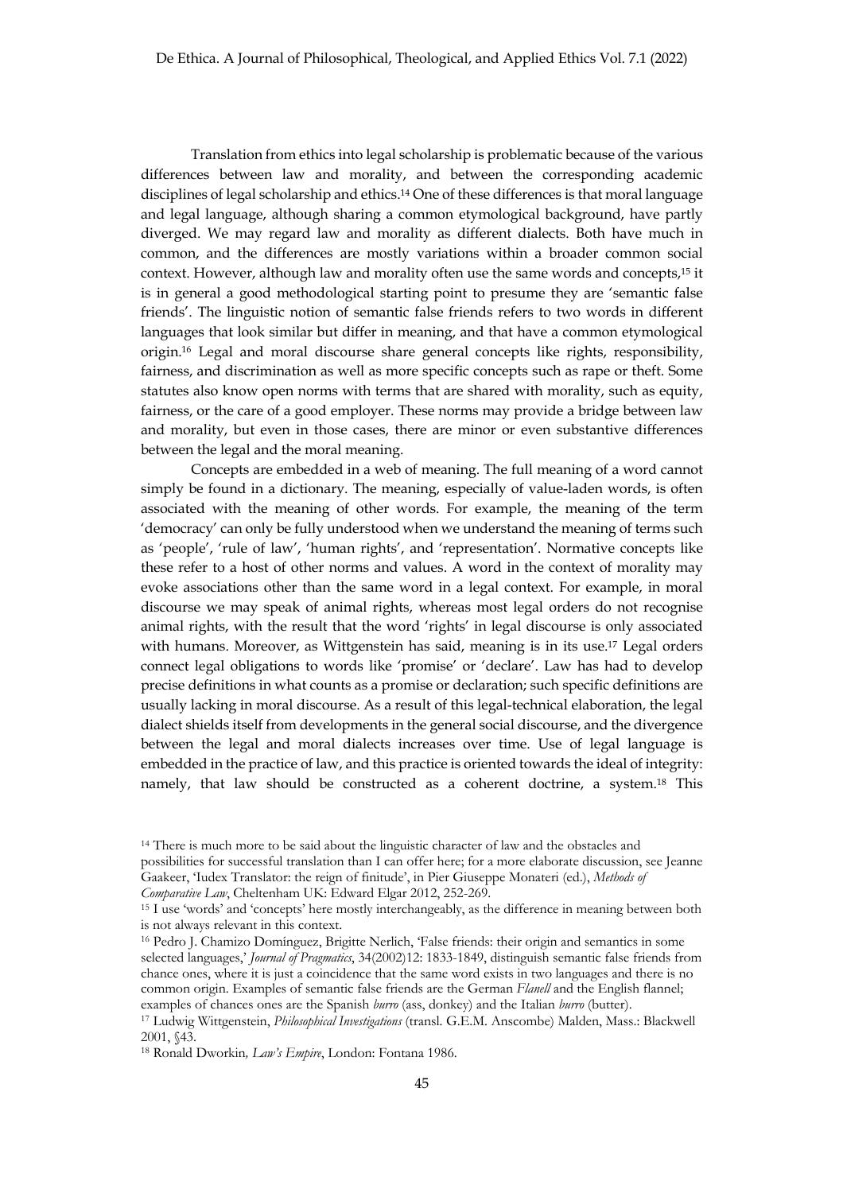Translation from ethics into legal scholarship is problematic because of the various differences between law and morality, and between the corresponding academic disciplines of legal scholarship and ethics.[14] One of these differences is that moral language and legal language, although sharing a common etymological background, have partly diverged. We may regard law and morality as different dialects. Both have much in common, and the differences are mostly variations within a broader common social context. However, although law and morality often use the same words and concepts,[15] it is in general a good methodological starting point to presume they are 'semantic false friends'. The linguistic notion of semantic false friends refers to two words in different languages that look similar but differ in meaning, and that have a common etymological origin.[16] Legal and moral discourse share general concepts like rights, responsibility, fairness, and discrimination as well as more specific concepts such as rape or theft. Some statutes also know open norms with terms that are shared with morality, such as equity, fairness, or the care of a good employer. These norms may provide a bridge between law and morality, but even in those cases, there are minor or even substantive differences between the legal and the moral meaning.

Concepts are embedded in a web of meaning. The full meaning of a word cannot simply be found in a dictionary. The meaning, especially of value-laden words, is often associated with the meaning of other words. For example, the meaning of the term 'democracy' can only be fully understood when we understand the meaning of terms such as 'people', 'rule of law', 'human rights', and 'representation'. Normative concepts like these refer to a host of other norms and values. A word in the context of morality may evoke associations other than the same word in a legal context. For example, in moral discourse we may speak of animal rights, whereas most legal orders do not recognise animal rights, with the result that the word 'rights' in legal discourse is only associated with humans. Moreover, as Wittgenstein has said, meaning is in its use.[17] Legal orders connect legal obligations to words like 'promise' or 'declare'. Law has had to develop precise definitions in what counts as a promise or declaration; such specific definitions are usually lacking in moral discourse. As a result of this legal-technical elaboration, the legal dialect shields itself from developments in the general social discourse, and the divergence between the legal and moral dialects increases over time. Use of legal language is embedded in the practice of law, and this practice is oriented towards the ideal of integrity: namely, that law should be constructed as a coherent doctrine, a system.[18] This

---

[14] There is much more to be said about the linguistic character of law and the obstacles and possibilities for successful translation than I can offer here; for a more elaborate discussion, see Jeanne Gaakeer, 'Iudex Translator: the reign of finitude', in Pier Giuseppe Monateri (ed.), *Methods of Comparative Law*, Cheltenham UK: Edward Elgar 2012, 252-269.

[15] I use 'words' and 'concepts' here mostly interchangeably, as the difference in meaning between both is not always relevant in this context.

[16] Pedro J. Chamizo Domínguez, Brigitte Nerlich, 'False friends: their origin and semantics in some selected languages,' *Journal of Pragmatics*, 34(2002)12: 1833-1849, distinguish semantic false friends from chance ones, where it is just a coincidence that the same word exists in two languages and there is no common origin. Examples of semantic false friends are the German *Flanell* and the English flannel; examples of chances ones are the Spanish *burro* (ass, donkey) and the Italian *burro* (butter).

[17] Ludwig Wittgenstein, *Philosophical Investigations* (transl. G.E.M. Anscombe) Malden, Mass.: Blackwell 2001, §43.

[18] Ronald Dworkin, *Law's Empire*, London: Fontana 1986.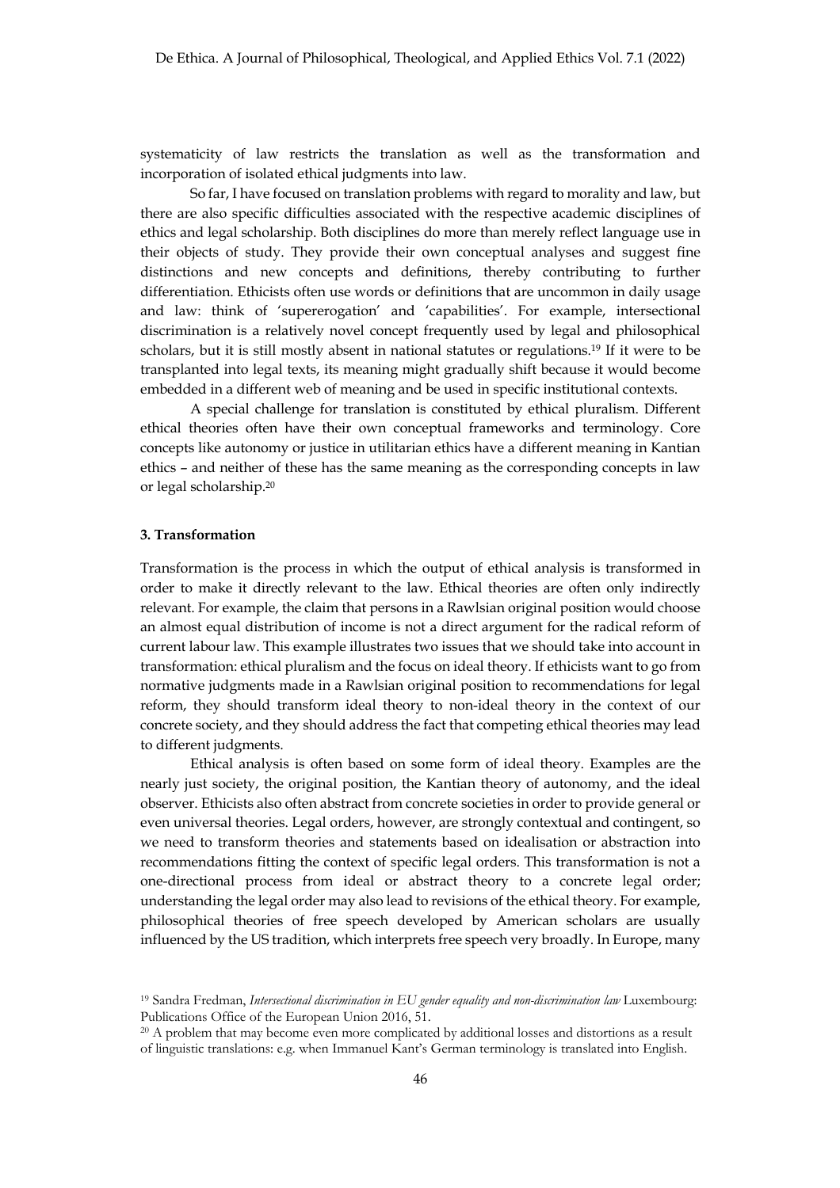systematicity of law restricts the translation as well as the transformation and incorporation of isolated ethical judgments into law.

So far, I have focused on translation problems with regard to morality and law, but there are also specific difficulties associated with the respective academic disciplines of ethics and legal scholarship. Both disciplines do more than merely reflect language use in their objects of study. They provide their own conceptual analyses and suggest fine distinctions and new concepts and definitions, thereby contributing to further differentiation. Ethicists often use words or definitions that are uncommon in daily usage and law: think of 'supererogation' and 'capabilities'. For example, intersectional discrimination is a relatively novel concept frequently used by legal and philosophical scholars, but it is still mostly absent in national statutes or regulations.[19] If it were to be transplanted into legal texts, its meaning might gradually shift because it would become embedded in a different web of meaning and be used in specific institutional contexts.

A special challenge for translation is constituted by ethical pluralism. Different ethical theories often have their own conceptual frameworks and terminology. Core concepts like autonomy or justice in utilitarian ethics have a different meaning in Kantian ethics – and neither of these has the same meaning as the corresponding concepts in law or legal scholarship.[20]

### 3. Transformation

Transformation is the process in which the output of ethical analysis is transformed in order to make it directly relevant to the law. Ethical theories are often only indirectly relevant. For example, the claim that persons in a Rawlsian original position would choose an almost equal distribution of income is not a direct argument for the radical reform of current labour law. This example illustrates two issues that we should take into account in transformation: ethical pluralism and the focus on ideal theory. If ethicists want to go from normative judgments made in a Rawlsian original position to recommendations for legal reform, they should transform ideal theory to non-ideal theory in the context of our concrete society, and they should address the fact that competing ethical theories may lead to different judgments.

Ethical analysis is often based on some form of ideal theory. Examples are the nearly just society, the original position, the Kantian theory of autonomy, and the ideal observer. Ethicists also often abstract from concrete societies in order to provide general or even universal theories. Legal orders, however, are strongly contextual and contingent, so we need to transform theories and statements based on idealisation or abstraction into recommendations fitting the context of specific legal orders. This transformation is not a one-directional process from ideal or abstract theory to a concrete legal order; understanding the legal order may also lead to revisions of the ethical theory. For example, philosophical theories of free speech developed by American scholars are usually influenced by the US tradition, which interprets free speech very broadly. In Europe, many

---

[19] Sandra Fredman, *Intersectional discrimination in EU gender equality and non-discrimination law* Luxembourg: Publications Office of the European Union 2016, 51.

[20] A problem that may become even more complicated by additional losses and distortions as a result of linguistic translations: e.g. when Immanuel Kant's German terminology is translated into English.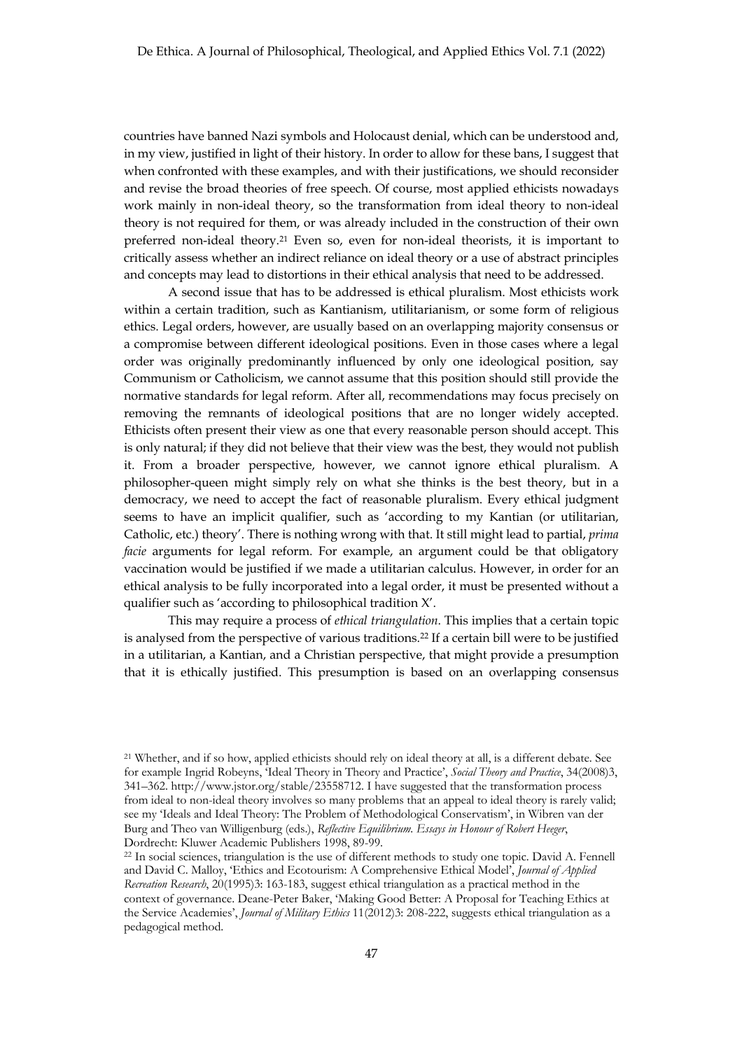countries have banned Nazi symbols and Holocaust denial, which can be understood and, in my view, justified in light of their history. In order to allow for these bans, I suggest that when confronted with these examples, and with their justifications, we should reconsider and revise the broad theories of free speech. Of course, most applied ethicists nowadays work mainly in non-ideal theory, so the transformation from ideal theory to non-ideal theory is not required for them, or was already included in the construction of their own preferred non-ideal theory.[21] Even so, even for non-ideal theorists, it is important to critically assess whether an indirect reliance on ideal theory or a use of abstract principles and concepts may lead to distortions in their ethical analysis that need to be addressed.

A second issue that has to be addressed is ethical pluralism. Most ethicists work within a certain tradition, such as Kantianism, utilitarianism, or some form of religious ethics. Legal orders, however, are usually based on an overlapping majority consensus or a compromise between different ideological positions. Even in those cases where a legal order was originally predominantly influenced by only one ideological position, say Communism or Catholicism, we cannot assume that this position should still provide the normative standards for legal reform. After all, recommendations may focus precisely on removing the remnants of ideological positions that are no longer widely accepted. Ethicists often present their view as one that every reasonable person should accept. This is only natural; if they did not believe that their view was the best, they would not publish it. From a broader perspective, however, we cannot ignore ethical pluralism. A philosopher-queen might simply rely on what she thinks is the best theory, but in a democracy, we need to accept the fact of reasonable pluralism. Every ethical judgment seems to have an implicit qualifier, such as 'according to my Kantian (or utilitarian, Catholic, etc.) theory'. There is nothing wrong with that. It still might lead to partial, *prima facie* arguments for legal reform. For example, an argument could be that obligatory vaccination would be justified if we made a utilitarian calculus. However, in order for an ethical analysis to be fully incorporated into a legal order, it must be presented without a qualifier such as 'according to philosophical tradition X'.

This may require a process of *ethical triangulation*. This implies that a certain topic is analysed from the perspective of various traditions.[22] If a certain bill were to be justified in a utilitarian, a Kantian, and a Christian perspective, that might provide a presumption that it is ethically justified. This presumption is based on an overlapping consensus

[21] Whether, and if so how, applied ethicists should rely on ideal theory at all, is a different debate. See for example Ingrid Robeyns, 'Ideal Theory in Theory and Practice', *Social Theory and Practice*, 34(2008)3, 341–362. http://www.jstor.org/stable/23558712. I have suggested that the transformation process from ideal to non-ideal theory involves so many problems that an appeal to ideal theory is rarely valid; see my 'Ideals and Ideal Theory: The Problem of Methodological Conservatism', in Wibren van der Burg and Theo van Willigenburg (eds.), *Reflective Equilibrium. Essays in Honour of Robert Heeger*, Dordrecht: Kluwer Academic Publishers 1998, 89-99.

[22] In social sciences, triangulation is the use of different methods to study one topic. David A. Fennell and David C. Malloy, 'Ethics and Ecotourism: A Comprehensive Ethical Model', *Journal of Applied Recreation Research*, 20(1995)3: 163-183, suggest ethical triangulation as a practical method in the context of governance. Deane-Peter Baker, 'Making Good Better: A Proposal for Teaching Ethics at the Service Academies', *Journal of Military Ethics* 11(2012)3: 208-222, suggests ethical triangulation as a pedagogical method.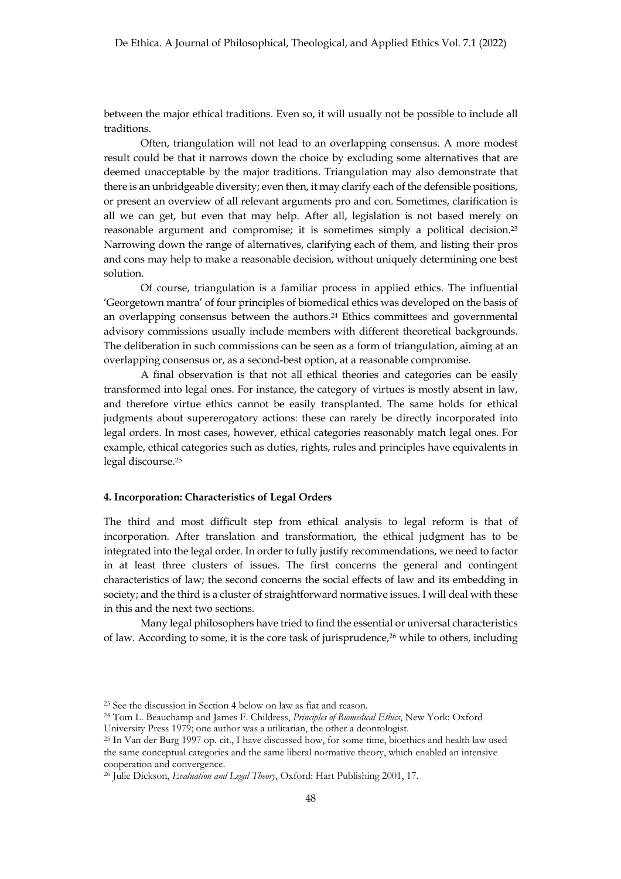between the major ethical traditions. Even so, it will usually not be possible to include all traditions.

Often, triangulation will not lead to an overlapping consensus. A more modest result could be that it narrows down the choice by excluding some alternatives that are deemed unacceptable by the major traditions. Triangulation may also demonstrate that there is an unbridgeable diversity; even then, it may clarify each of the defensible positions, or present an overview of all relevant arguments pro and con. Sometimes, clarification is all we can get, but even that may help. After all, legislation is not based merely on reasonable argument and compromise; it is sometimes simply a political decision.[23] Narrowing down the range of alternatives, clarifying each of them, and listing their pros and cons may help to make a reasonable decision, without uniquely determining one best solution.

Of course, triangulation is a familiar process in applied ethics. The influential 'Georgetown mantra' of four principles of biomedical ethics was developed on the basis of an overlapping consensus between the authors.[24] Ethics committees and governmental advisory commissions usually include members with different theoretical backgrounds. The deliberation in such commissions can be seen as a form of triangulation, aiming at an overlapping consensus or, as a second-best option, at a reasonable compromise.

A final observation is that not all ethical theories and categories can be easily transformed into legal ones. For instance, the category of virtues is mostly absent in law, and therefore virtue ethics cannot be easily transplanted. The same holds for ethical judgments about supererogatory actions: these can rarely be directly incorporated into legal orders. In most cases, however, ethical categories reasonably match legal ones. For example, ethical categories such as duties, rights, rules and principles have equivalents in legal discourse.[25]

#### 4. Incorporation: Characteristics of Legal Orders

The third and most difficult step from ethical analysis to legal reform is that of incorporation. After translation and transformation, the ethical judgment has to be integrated into the legal order. In order to fully justify recommendations, we need to factor in at least three clusters of issues. The first concerns the general and contingent characteristics of law; the second concerns the social effects of law and its embedding in society; and the third is a cluster of straightforward normative issues. I will deal with these in this and the next two sections.

Many legal philosophers have tried to find the essential or universal characteristics of law. According to some, it is the core task of jurisprudence,[26] while to others, including

---

[23] See the discussion in Section 4 below on law as fiat and reason.

[24] Tom L. Beauchamp and James F. Childress, *Principles of Biomedical Ethics*, New York: Oxford University Press 1979; one author was a utilitarian, the other a deontologist.

[25] In Van der Burg 1997 op. cit., I have discussed how, for some time, bioethics and health law used the same conceptual categories and the same liberal normative theory, which enabled an intensive cooperation and convergence.

[26] Julie Dickson, *Evaluation and Legal Theory*, Oxford: Hart Publishing 2001, 17.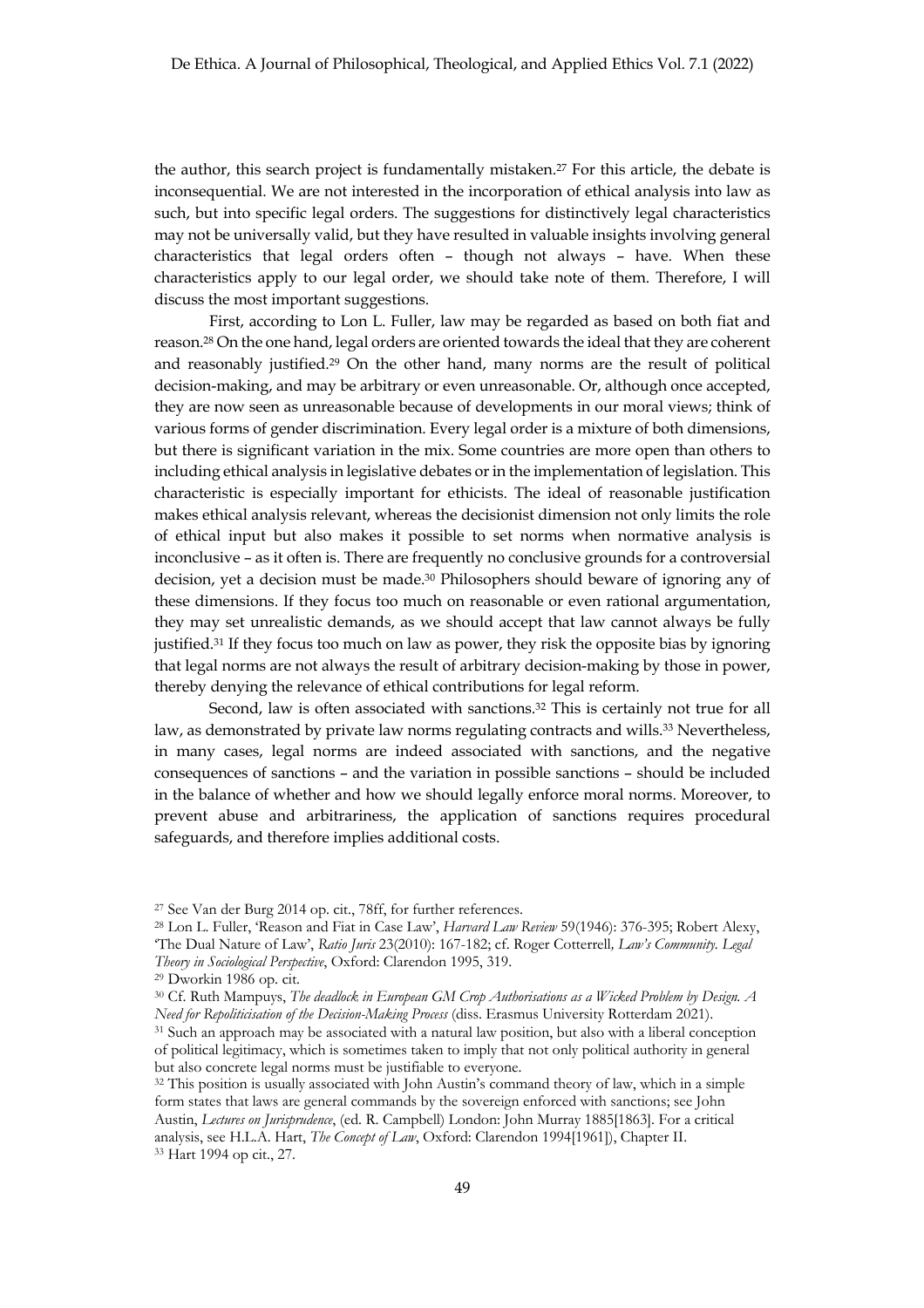the author, this search project is fundamentally mistaken.[27] For this article, the debate is inconsequential. We are not interested in the incorporation of ethical analysis into law as such, but into specific legal orders. The suggestions for distinctively legal characteristics may not be universally valid, but they have resulted in valuable insights involving general characteristics that legal orders often – though not always – have. When these characteristics apply to our legal order, we should take note of them. Therefore, I will discuss the most important suggestions.

First, according to Lon L. Fuller, law may be regarded as based on both fiat and reason.[28] On the one hand, legal orders are oriented towards the ideal that they are coherent and reasonably justified.[29] On the other hand, many norms are the result of political decision-making, and may be arbitrary or even unreasonable. Or, although once accepted, they are now seen as unreasonable because of developments in our moral views; think of various forms of gender discrimination. Every legal order is a mixture of both dimensions, but there is significant variation in the mix. Some countries are more open than others to including ethical analysis in legislative debates or in the implementation of legislation. This characteristic is especially important for ethicists. The ideal of reasonable justification makes ethical analysis relevant, whereas the decisionist dimension not only limits the role of ethical input but also makes it possible to set norms when normative analysis is inconclusive – as it often is. There are frequently no conclusive grounds for a controversial decision, yet a decision must be made.[30] Philosophers should beware of ignoring any of these dimensions. If they focus too much on reasonable or even rational argumentation, they may set unrealistic demands, as we should accept that law cannot always be fully justified.[31] If they focus too much on law as power, they risk the opposite bias by ignoring that legal norms are not always the result of arbitrary decision-making by those in power, thereby denying the relevance of ethical contributions for legal reform.

Second, law is often associated with sanctions.[32] This is certainly not true for all law, as demonstrated by private law norms regulating contracts and wills.[33] Nevertheless, in many cases, legal norms are indeed associated with sanctions, and the negative consequences of sanctions – and the variation in possible sanctions – should be included in the balance of whether and how we should legally enforce moral norms. Moreover, to prevent abuse and arbitrariness, the application of sanctions requires procedural safeguards, and therefore implies additional costs.

---

[27] See Van der Burg 2014 op. cit., 78ff, for further references.

[28] Lon L. Fuller, 'Reason and Fiat in Case Law', *Harvard Law Review* 59(1946): 376-395; Robert Alexy, 'The Dual Nature of Law', *Ratio Juris* 23(2010): 167-182; cf. Roger Cotterrell, *Law's Community. Legal Theory in Sociological Perspective*, Oxford: Clarendon 1995, 319.

[29] Dworkin 1986 op. cit.

[30] Cf. Ruth Mampuys, *The deadlock in European GM Crop Authorisations as a Wicked Problem by Design. A Need for Repoliticisation of the Decision-Making Process* (diss. Erasmus University Rotterdam 2021).

[31] Such an approach may be associated with a natural law position, but also with a liberal conception of political legitimacy, which is sometimes taken to imply that not only political authority in general but also concrete legal norms must be justifiable to everyone.

[32] This position is usually associated with John Austin's command theory of law, which in a simple form states that laws are general commands by the sovereign enforced with sanctions; see John Austin, *Lectures on Jurisprudence*, (ed. R. Campbell) London: John Murray 1885[1863]. For a critical analysis, see H.L.A. Hart, *The Concept of Law*, Oxford: Clarendon 1994[1961]), Chapter II.

[33] Hart 1994 op cit., 27.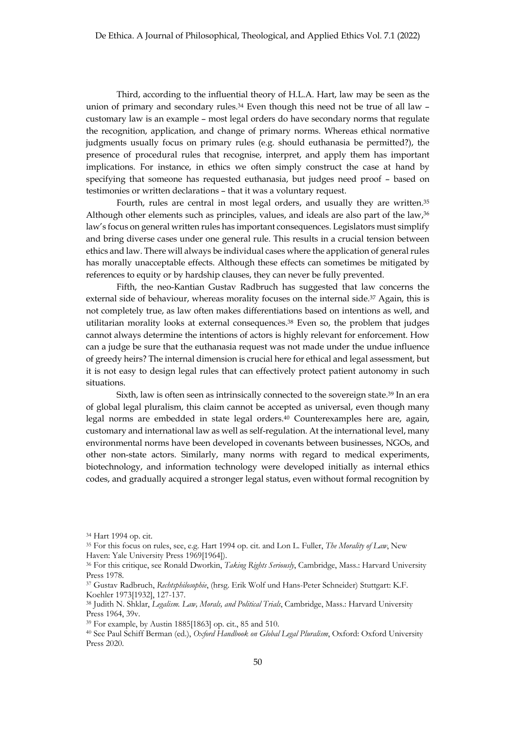Third, according to the influential theory of H.L.A. Hart, law may be seen as the union of primary and secondary rules.[34] Even though this need not be true of all law – customary law is an example – most legal orders do have secondary norms that regulate the recognition, application, and change of primary norms. Whereas ethical normative judgments usually focus on primary rules (e.g. should euthanasia be permitted?), the presence of procedural rules that recognise, interpret, and apply them has important implications. For instance, in ethics we often simply construct the case at hand by specifying that someone has requested euthanasia, but judges need proof – based on testimonies or written declarations – that it was a voluntary request.

Fourth, rules are central in most legal orders, and usually they are written.[35] Although other elements such as principles, values, and ideals are also part of the law,[36] law's focus on general written rules has important consequences. Legislators must simplify and bring diverse cases under one general rule. This results in a crucial tension between ethics and law. There will always be individual cases where the application of general rules has morally unacceptable effects. Although these effects can sometimes be mitigated by references to equity or by hardship clauses, they can never be fully prevented.

Fifth, the neo-Kantian Gustav Radbruch has suggested that law concerns the external side of behaviour, whereas morality focuses on the internal side.[37] Again, this is not completely true, as law often makes differentiations based on intentions as well, and utilitarian morality looks at external consequences.[38] Even so, the problem that judges cannot always determine the intentions of actors is highly relevant for enforcement. How can a judge be sure that the euthanasia request was not made under the undue influence of greedy heirs? The internal dimension is crucial here for ethical and legal assessment, but it is not easy to design legal rules that can effectively protect patient autonomy in such situations.

Sixth, law is often seen as intrinsically connected to the sovereign state.[39] In an era of global legal pluralism, this claim cannot be accepted as universal, even though many legal norms are embedded in state legal orders.[40] Counterexamples here are, again, customary and international law as well as self-regulation. At the international level, many environmental norms have been developed in covenants between businesses, NGOs, and other non-state actors. Similarly, many norms with regard to medical experiments, biotechnology, and information technology were developed initially as internal ethics codes, and gradually acquired a stronger legal status, even without formal recognition by

---

[34] Hart 1994 op. cit.

[35] For this focus on rules, see, e.g. Hart 1994 op. cit. and Lon L. Fuller, *The Morality of Law*, New Haven: Yale University Press 1969[1964]).

[36] For this critique, see Ronald Dworkin, *Taking Rights Seriously*, Cambridge, Mass.: Harvard University Press 1978.

[37] Gustav Radbruch, *Rechtsphilosophie*, (hrsg. Erik Wolf und Hans-Peter Schneider) Stuttgart: K.F. Koehler 1973[1932], 127-137.

[38] Judith N. Shklar, *Legalism. Law, Morals, and Political Trials*, Cambridge, Mass.: Harvard University Press 1964, 39v.

[39] For example, by Austin 1885[1863] op. cit., 85 and 510.

[40] See Paul Schiff Berman (ed.), *Oxford Handbook on Global Legal Pluralism*, Oxford: Oxford University Press 2020.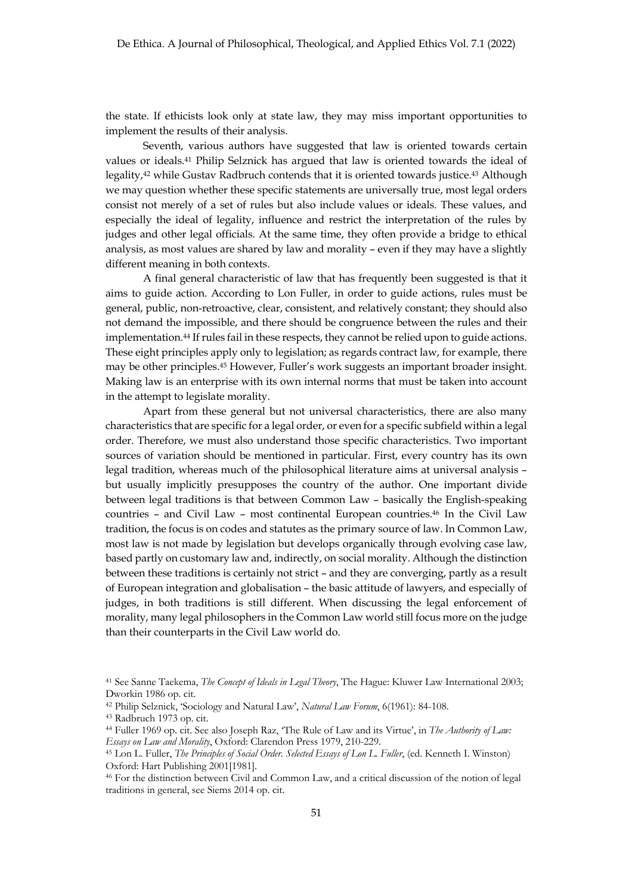the state. If ethicists look only at state law, they may miss important opportunities to implement the results of their analysis.

Seventh, various authors have suggested that law is oriented towards certain values or ideals.[41] Philip Selznick has argued that law is oriented towards the ideal of legality,[42] while Gustav Radbruch contends that it is oriented towards justice.[43] Although we may question whether these specific statements are universally true, most legal orders consist not merely of a set of rules but also include values or ideals. These values, and especially the ideal of legality, influence and restrict the interpretation of the rules by judges and other legal officials. At the same time, they often provide a bridge to ethical analysis, as most values are shared by law and morality – even if they may have a slightly different meaning in both contexts.

A final general characteristic of law that has frequently been suggested is that it aims to guide action. According to Lon Fuller, in order to guide actions, rules must be general, public, non-retroactive, clear, consistent, and relatively constant; they should also not demand the impossible, and there should be congruence between the rules and their implementation.[44] If rules fail in these respects, they cannot be relied upon to guide actions. These eight principles apply only to legislation; as regards contract law, for example, there may be other principles.[45] However, Fuller's work suggests an important broader insight. Making law is an enterprise with its own internal norms that must be taken into account in the attempt to legislate morality.

Apart from these general but not universal characteristics, there are also many characteristics that are specific for a legal order, or even for a specific subfield within a legal order. Therefore, we must also understand those specific characteristics. Two important sources of variation should be mentioned in particular. First, every country has its own legal tradition, whereas much of the philosophical literature aims at universal analysis – but usually implicitly presupposes the country of the author. One important divide between legal traditions is that between Common Law – basically the English-speaking countries – and Civil Law – most continental European countries.[46] In the Civil Law tradition, the focus is on codes and statutes as the primary source of law. In Common Law, most law is not made by legislation but develops organically through evolving case law, based partly on customary law and, indirectly, on social morality. Although the distinction between these traditions is certainly not strict – and they are converging, partly as a result of European integration and globalisation – the basic attitude of lawyers, and especially of judges, in both traditions is still different. When discussing the legal enforcement of morality, many legal philosophers in the Common Law world still focus more on the judge than their counterparts in the Civil Law world do.

[41] See Sanne Taekema, *The Concept of Ideals in Legal Theory*, The Hague: Kluwer Law International 2003; Dworkin 1986 op. cit.

[42] Philip Selznick, 'Sociology and Natural Law', *Natural Law Forum*, 6(1961): 84-108.

[43] Radbruch 1973 op. cit.

[44] Fuller 1969 op. cit. See also Joseph Raz, 'The Rule of Law and its Virtue', in *The Authority of Law: Essays on Law and Morality*, Oxford: Clarendon Press 1979, 210-229.

[45] Lon L. Fuller, *The Principles of Social Order. Selected Essays of Lon L. Fuller*, (ed. Kenneth I. Winston) Oxford: Hart Publishing 2001[1981].

[46] For the distinction between Civil and Common Law, and a critical discussion of the notion of legal traditions in general, see Siems 2014 op. cit.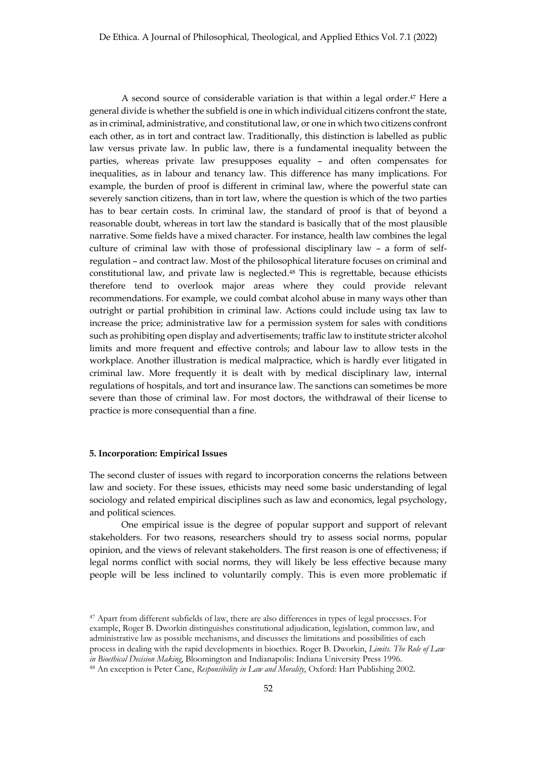A second source of considerable variation is that within a legal order.[47] Here a general divide is whether the subfield is one in which individual citizens confront the state, as in criminal, administrative, and constitutional law, or one in which two citizens confront each other, as in tort and contract law. Traditionally, this distinction is labelled as public law versus private law. In public law, there is a fundamental inequality between the parties, whereas private law presupposes equality – and often compensates for inequalities, as in labour and tenancy law. This difference has many implications. For example, the burden of proof is different in criminal law, where the powerful state can severely sanction citizens, than in tort law, where the question is which of the two parties has to bear certain costs. In criminal law, the standard of proof is that of beyond a reasonable doubt, whereas in tort law the standard is basically that of the most plausible narrative. Some fields have a mixed character. For instance, health law combines the legal culture of criminal law with those of professional disciplinary law – a form of self-regulation – and contract law. Most of the philosophical literature focuses on criminal and constitutional law, and private law is neglected.[48] This is regrettable, because ethicists therefore tend to overlook major areas where they could provide relevant recommendations. For example, we could combat alcohol abuse in many ways other than outright or partial prohibition in criminal law. Actions could include using tax law to increase the price; administrative law for a permission system for sales with conditions such as prohibiting open display and advertisements; traffic law to institute stricter alcohol limits and more frequent and effective controls; and labour law to allow tests in the workplace. Another illustration is medical malpractice, which is hardly ever litigated in criminal law. More frequently it is dealt with by medical disciplinary law, internal regulations of hospitals, and tort and insurance law. The sanctions can sometimes be more severe than those of criminal law. For most doctors, the withdrawal of their license to practice is more consequential than a fine.

#### 5. Incorporation: Empirical Issues

The second cluster of issues with regard to incorporation concerns the relations between law and society. For these issues, ethicists may need some basic understanding of legal sociology and related empirical disciplines such as law and economics, legal psychology, and political sciences.

One empirical issue is the degree of popular support and support of relevant stakeholders. For two reasons, researchers should try to assess social norms, popular opinion, and the views of relevant stakeholders. The first reason is one of effectiveness; if legal norms conflict with social norms, they will likely be less effective because many people will be less inclined to voluntarily comply. This is even more problematic if

---

[47] Apart from different subfields of law, there are also differences in types of legal processes. For example, Roger B. Dworkin distinguishes constitutional adjudication, legislation, common law, and administrative law as possible mechanisms, and discusses the limitations and possibilities of each process in dealing with the rapid developments in bioethics. Roger B. Dworkin, *Limits. The Role of Law in Bioethical Decision Making*, Bloomington and Indianapolis: Indiana University Press 1996.

[48] An exception is Peter Cane, *Responsibility in Law and Morality*, Oxford: Hart Publishing 2002.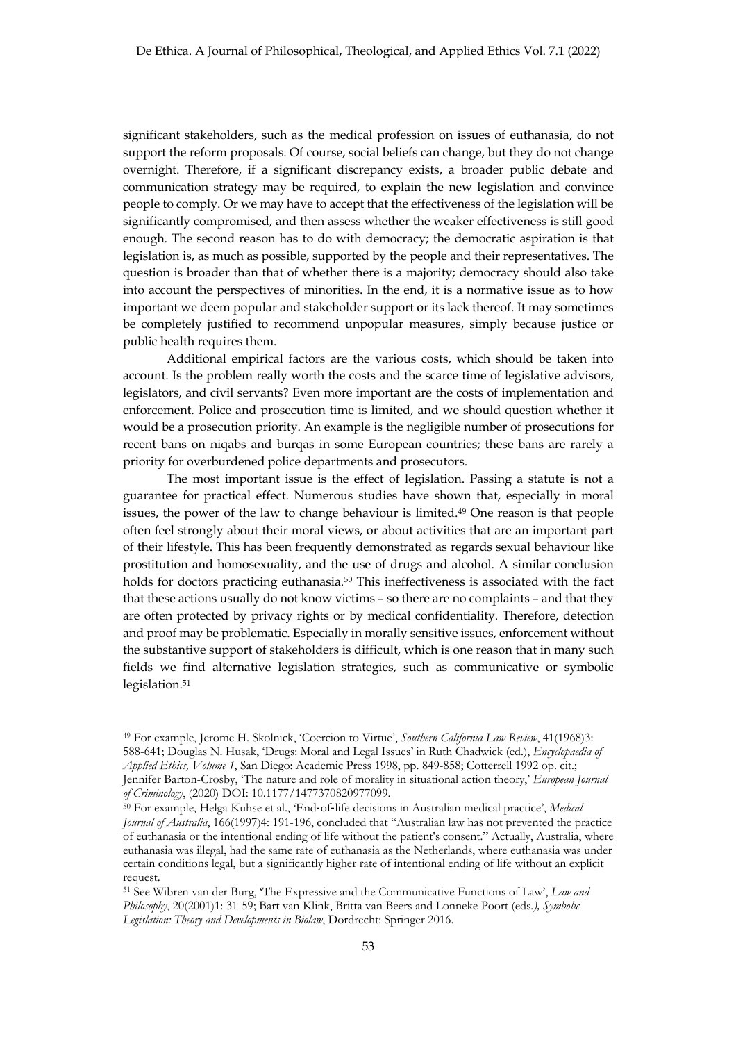significant stakeholders, such as the medical profession on issues of euthanasia, do not support the reform proposals. Of course, social beliefs can change, but they do not change overnight. Therefore, if a significant discrepancy exists, a broader public debate and communication strategy may be required, to explain the new legislation and convince people to comply. Or we may have to accept that the effectiveness of the legislation will be significantly compromised, and then assess whether the weaker effectiveness is still good enough. The second reason has to do with democracy; the democratic aspiration is that legislation is, as much as possible, supported by the people and their representatives. The question is broader than that of whether there is a majority; democracy should also take into account the perspectives of minorities. In the end, it is a normative issue as to how important we deem popular and stakeholder support or its lack thereof. It may sometimes be completely justified to recommend unpopular measures, simply because justice or public health requires them.

Additional empirical factors are the various costs, which should be taken into account. Is the problem really worth the costs and the scarce time of legislative advisors, legislators, and civil servants? Even more important are the costs of implementation and enforcement. Police and prosecution time is limited, and we should question whether it would be a prosecution priority. An example is the negligible number of prosecutions for recent bans on niqabs and burqas in some European countries; these bans are rarely a priority for overburdened police departments and prosecutors.

The most important issue is the effect of legislation. Passing a statute is not a guarantee for practical effect. Numerous studies have shown that, especially in moral issues, the power of the law to change behaviour is limited.[49] One reason is that people often feel strongly about their moral views, or about activities that are an important part of their lifestyle. This has been frequently demonstrated as regards sexual behaviour like prostitution and homosexuality, and the use of drugs and alcohol. A similar conclusion holds for doctors practicing euthanasia.[50] This ineffectiveness is associated with the fact that these actions usually do not know victims – so there are no complaints – and that they are often protected by privacy rights or by medical confidentiality. Therefore, detection and proof may be problematic. Especially in morally sensitive issues, enforcement without the substantive support of stakeholders is difficult, which is one reason that in many such fields we find alternative legislation strategies, such as communicative or symbolic legislation.[51]

---

[49] For example, Jerome H. Skolnick, 'Coercion to Virtue', *Southern California Law Review*, 41(1968)3: 588-641; Douglas N. Husak, 'Drugs: Moral and Legal Issues' in Ruth Chadwick (ed.), *Encyclopaedia of Applied Ethics, Volume 1*, San Diego: Academic Press 1998, pp. 849-858; Cotterrell 1992 op. cit.; Jennifer Barton-Crosby, 'The nature and role of morality in situational action theory,' *European Journal of Criminology*, (2020) DOI: 10.1177/1477370820977099.

[50] For example, Helga Kuhse et al., 'End-of-life decisions in Australian medical practice', *Medical Journal of Australia*, 166(1997)4: 191-196, concluded that "Australian law has not prevented the practice of euthanasia or the intentional ending of life without the patient's consent." Actually, Australia, where euthanasia was illegal, had the same rate of euthanasia as the Netherlands, where euthanasia was under certain conditions legal, but a significantly higher rate of intentional ending of life without an explicit request.

[51] See Wibren van der Burg, 'The Expressive and the Communicative Functions of Law', *Law and Philosophy*, 20(2001)1: 31-59; Bart van Klink, Britta van Beers and Lonneke Poort (eds.), *Symbolic Legislation: Theory and Developments in Biolaw*, Dordrecht: Springer 2016.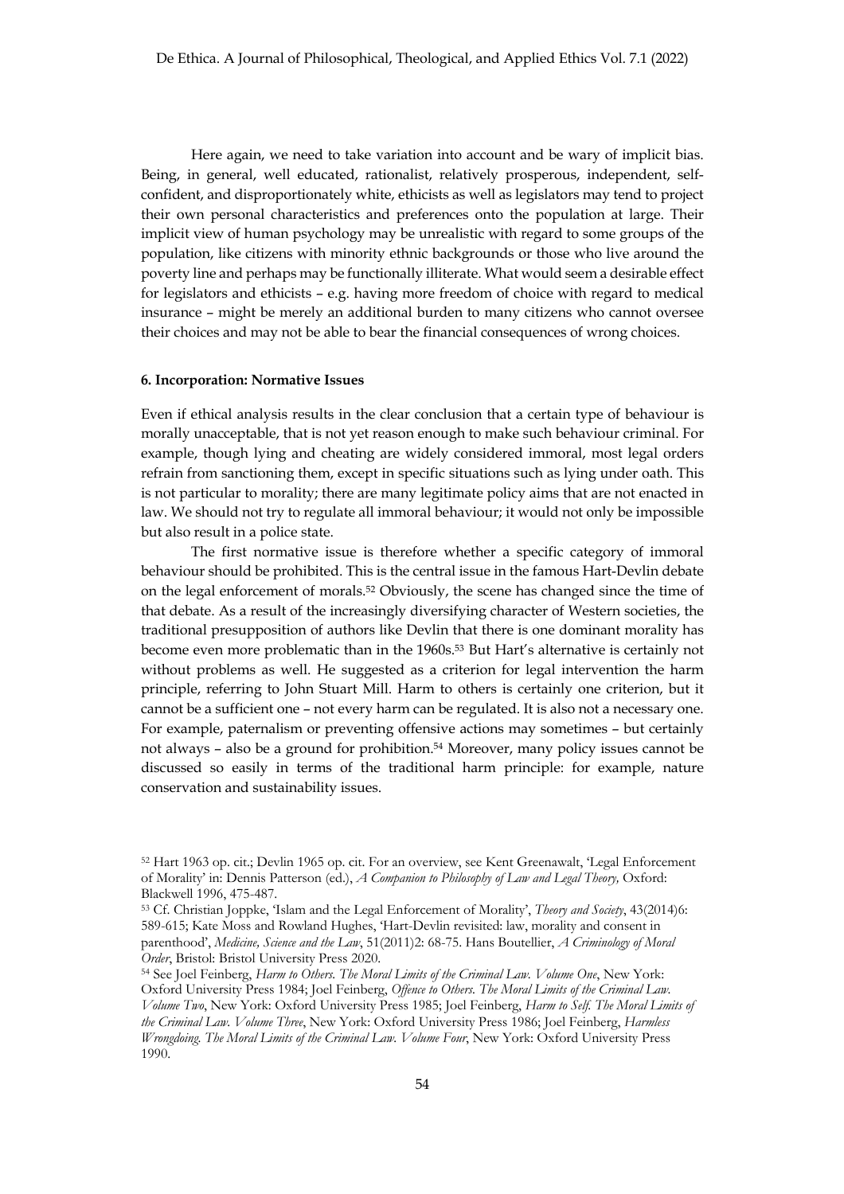Here again, we need to take variation into account and be wary of implicit bias. Being, in general, well educated, rationalist, relatively prosperous, independent, self-confident, and disproportionately white, ethicists as well as legislators may tend to project their own personal characteristics and preferences onto the population at large. Their implicit view of human psychology may be unrealistic with regard to some groups of the population, like citizens with minority ethnic backgrounds or those who live around the poverty line and perhaps may be functionally illiterate. What would seem a desirable effect for legislators and ethicists – e.g. having more freedom of choice with regard to medical insurance – might be merely an additional burden to many citizens who cannot oversee their choices and may not be able to bear the financial consequences of wrong choices.

### 6. Incorporation: Normative Issues

Even if ethical analysis results in the clear conclusion that a certain type of behaviour is morally unacceptable, that is not yet reason enough to make such behaviour criminal. For example, though lying and cheating are widely considered immoral, most legal orders refrain from sanctioning them, except in specific situations such as lying under oath. This is not particular to morality; there are many legitimate policy aims that are not enacted in law. We should not try to regulate all immoral behaviour; it would not only be impossible but also result in a police state.

The first normative issue is therefore whether a specific category of immoral behaviour should be prohibited. This is the central issue in the famous Hart-Devlin debate on the legal enforcement of morals.[52] Obviously, the scene has changed since the time of that debate. As a result of the increasingly diversifying character of Western societies, the traditional presupposition of authors like Devlin that there is one dominant morality has become even more problematic than in the 1960s.[53] But Hart's alternative is certainly not without problems as well. He suggested as a criterion for legal intervention the harm principle, referring to John Stuart Mill. Harm to others is certainly one criterion, but it cannot be a sufficient one – not every harm can be regulated. It is also not a necessary one. For example, paternalism or preventing offensive actions may sometimes – but certainly not always – also be a ground for prohibition.[54] Moreover, many policy issues cannot be discussed so easily in terms of the traditional harm principle: for example, nature conservation and sustainability issues.

---

[52] Hart 1963 op. cit.; Devlin 1965 op. cit. For an overview, see Kent Greenawalt, 'Legal Enforcement of Morality' in: Dennis Patterson (ed.), *A Companion to Philosophy of Law and Legal Theory*, Oxford: Blackwell 1996, 475-487.

[53] Cf. Christian Joppke, 'Islam and the Legal Enforcement of Morality', *Theory and Society*, 43(2014)6: 589-615; Kate Moss and Rowland Hughes, 'Hart-Devlin revisited: law, morality and consent in parenthood', *Medicine, Science and the Law*, 51(2011)2: 68-75. Hans Boutellier, *A Criminology of Moral Order*, Bristol: Bristol University Press 2020.

[54] See Joel Feinberg, *Harm to Others. The Moral Limits of the Criminal Law. Volume One*, New York: Oxford University Press 1984; Joel Feinberg, *Offence to Others. The Moral Limits of the Criminal Law. Volume Two*, New York: Oxford University Press 1985; Joel Feinberg, *Harm to Self. The Moral Limits of the Criminal Law. Volume Three*, New York: Oxford University Press 1986; Joel Feinberg, *Harmless Wrongdoing. The Moral Limits of the Criminal Law. Volume Four*, New York: Oxford University Press 1990.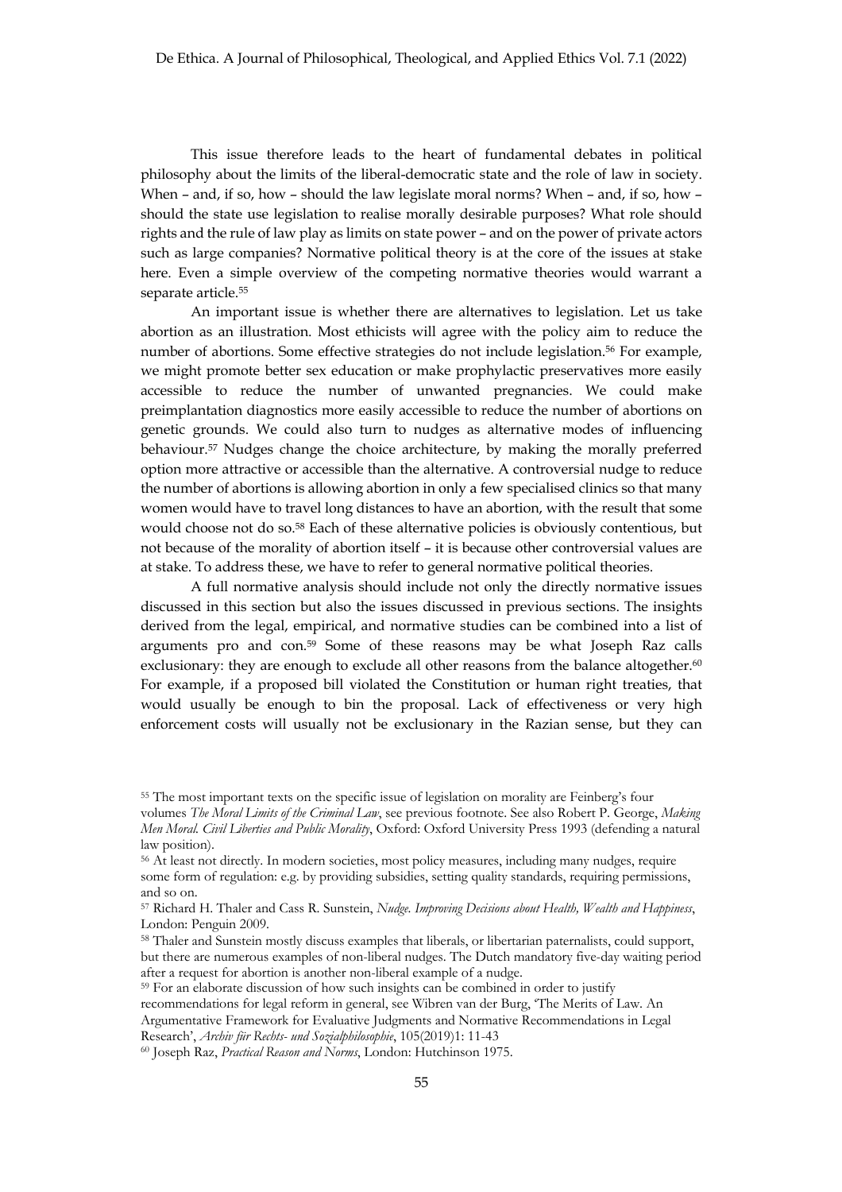This issue therefore leads to the heart of fundamental debates in political philosophy about the limits of the liberal-democratic state and the role of law in society. When – and, if so, how – should the law legislate moral norms? When – and, if so, how – should the state use legislation to realise morally desirable purposes? What role should rights and the rule of law play as limits on state power – and on the power of private actors such as large companies? Normative political theory is at the core of the issues at stake here. Even a simple overview of the competing normative theories would warrant a separate article.[55]

An important issue is whether there are alternatives to legislation. Let us take abortion as an illustration. Most ethicists will agree with the policy aim to reduce the number of abortions. Some effective strategies do not include legislation.[56] For example, we might promote better sex education or make prophylactic preservatives more easily accessible to reduce the number of unwanted pregnancies. We could make preimplantation diagnostics more easily accessible to reduce the number of abortions on genetic grounds. We could also turn to nudges as alternative modes of influencing behaviour.[57] Nudges change the choice architecture, by making the morally preferred option more attractive or accessible than the alternative. A controversial nudge to reduce the number of abortions is allowing abortion in only a few specialised clinics so that many women would have to travel long distances to have an abortion, with the result that some would choose not do so.[58] Each of these alternative policies is obviously contentious, but not because of the morality of abortion itself – it is because other controversial values are at stake. To address these, we have to refer to general normative political theories.

A full normative analysis should include not only the directly normative issues discussed in this section but also the issues discussed in previous sections. The insights derived from the legal, empirical, and normative studies can be combined into a list of arguments pro and con.[59] Some of these reasons may be what Joseph Raz calls exclusionary: they are enough to exclude all other reasons from the balance altogether.[60] For example, if a proposed bill violated the Constitution or human right treaties, that would usually be enough to bin the proposal. Lack of effectiveness or very high enforcement costs will usually not be exclusionary in the Razian sense, but they can

---

[55] The most important texts on the specific issue of legislation on morality are Feinberg's four volumes *The Moral Limits of the Criminal Law*, see previous footnote. See also Robert P. George, *Making Men Moral. Civil Liberties and Public Morality*, Oxford: Oxford University Press 1993 (defending a natural law position).

[56] At least not directly. In modern societies, most policy measures, including many nudges, require some form of regulation: e.g. by providing subsidies, setting quality standards, requiring permissions, and so on.

[57] Richard H. Thaler and Cass R. Sunstein, *Nudge. Improving Decisions about Health, Wealth and Happiness*, London: Penguin 2009.

[58] Thaler and Sunstein mostly discuss examples that liberals, or libertarian paternalists, could support, but there are numerous examples of non-liberal nudges. The Dutch mandatory five-day waiting period after a request for abortion is another non-liberal example of a nudge.

[59] For an elaborate discussion of how such insights can be combined in order to justify recommendations for legal reform in general, see Wibren van der Burg, 'The Merits of Law. An Argumentative Framework for Evaluative Judgments and Normative Recommendations in Legal Research', *Archiv für Rechts- und Sozialphilosophie*, 105(2019)1: 11-43

[60] Joseph Raz, *Practical Reason and Norms*, London: Hutchinson 1975.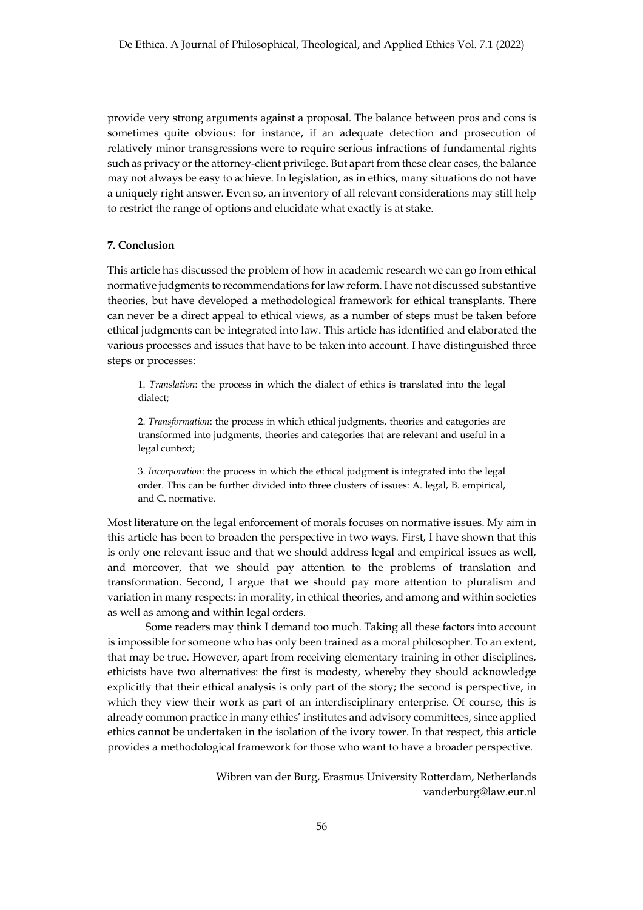provide very strong arguments against a proposal. The balance between pros and cons is sometimes quite obvious: for instance, if an adequate detection and prosecution of relatively minor transgressions were to require serious infractions of fundamental rights such as privacy or the attorney-client privilege. But apart from these clear cases, the balance may not always be easy to achieve. In legislation, as in ethics, many situations do not have a uniquely right answer. Even so, an inventory of all relevant considerations may still help to restrict the range of options and elucidate what exactly is at stake.

#### 7. Conclusion

This article has discussed the problem of how in academic research we can go from ethical normative judgments to recommendations for law reform. I have not discussed substantive theories, but have developed a methodological framework for ethical transplants. There can never be a direct appeal to ethical views, as a number of steps must be taken before ethical judgments can be integrated into law. This article has identified and elaborated the various processes and issues that have to be taken into account. I have distinguished three steps or processes:

> 1. *Translation*: the process in which the dialect of ethics is translated into the legal dialect;
>
> 2. *Transformation*: the process in which ethical judgments, theories and categories are transformed into judgments, theories and categories that are relevant and useful in a legal context;
>
> 3. *Incorporation*: the process in which the ethical judgment is integrated into the legal order. This can be further divided into three clusters of issues: A. legal, B. empirical, and C. normative.

Most literature on the legal enforcement of morals focuses on normative issues. My aim in this article has been to broaden the perspective in two ways. First, I have shown that this is only one relevant issue and that we should address legal and empirical issues as well, and moreover, that we should pay attention to the problems of translation and transformation. Second, I argue that we should pay more attention to pluralism and variation in many respects: in morality, in ethical theories, and among and within societies as well as among and within legal orders.

Some readers may think I demand too much. Taking all these factors into account is impossible for someone who has only been trained as a moral philosopher. To an extent, that may be true. However, apart from receiving elementary training in other disciplines, ethicists have two alternatives: the first is modesty, whereby they should acknowledge explicitly that their ethical analysis is only part of the story; the second is perspective, in which they view their work as part of an interdisciplinary enterprise. Of course, this is already common practice in many ethics' institutes and advisory committees, since applied ethics cannot be undertaken in the isolation of the ivory tower. In that respect, this article provides a methodological framework for those who want to have a broader perspective.

Wibren van der Burg, Erasmus University Rotterdam, Netherlands
vanderburg@law.eur.nl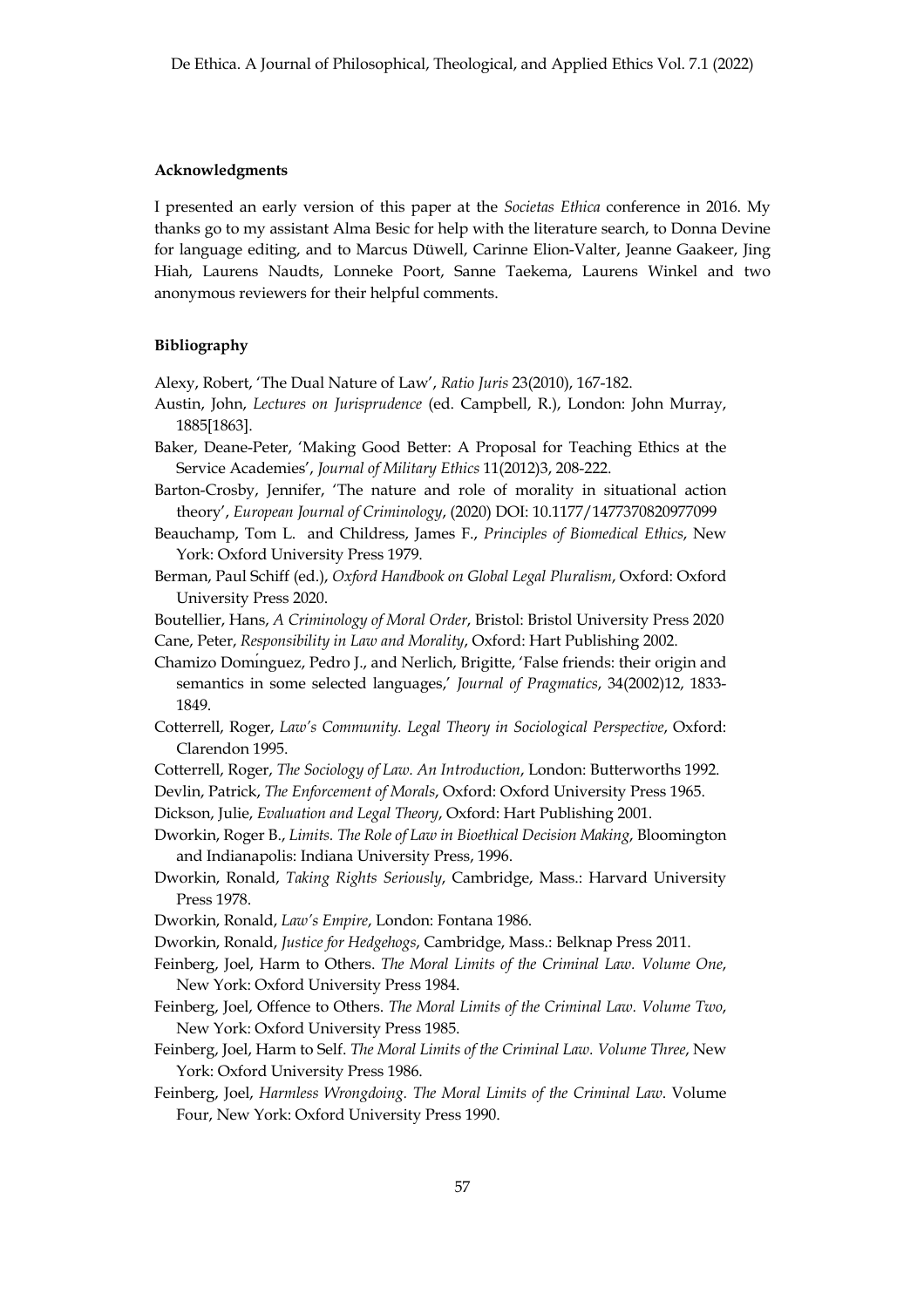**Acknowledgments**

I presented an early version of this paper at the *Societas Ethica* conference in 2016. My thanks go to my assistant Alma Besic for help with the literature search, to Donna Devine for language editing, and to Marcus Düwell, Carinne Elion-Valter, Jeanne Gaakeer, Jing Hiah, Laurens Naudts, Lonneke Poort, Sanne Taekema, Laurens Winkel and two anonymous reviewers for their helpful comments.

**Bibliography**

Alexy, Robert, 'The Dual Nature of Law', *Ratio Juris* 23(2010), 167-182.

Austin, John, *Lectures on Jurisprudence* (ed. Campbell, R.), London: John Murray, 1885[1863].

Baker, Deane-Peter, 'Making Good Better: A Proposal for Teaching Ethics at the Service Academies', *Journal of Military Ethics* 11(2012)3, 208-222.

Barton-Crosby, Jennifer, 'The nature and role of morality in situational action theory', *European Journal of Criminology*, (2020) DOI: 10.1177/1477370820977099

Beauchamp, Tom L. and Childress, James F., *Principles of Biomedical Ethics*, New York: Oxford University Press 1979.

Berman, Paul Schiff (ed.), *Oxford Handbook on Global Legal Pluralism*, Oxford: Oxford University Press 2020.

Boutellier, Hans, *A Criminology of Moral Order*, Bristol: Bristol University Press 2020

Cane, Peter, *Responsibility in Law and Morality*, Oxford: Hart Publishing 2002.

Chamizo Domínguez, Pedro J., and Nerlich, Brigitte, 'False friends: their origin and semantics in some selected languages,' *Journal of Pragmatics*, 34(2002)12, 1833-1849.

Cotterrell, Roger, *Law's Community. Legal Theory in Sociological Perspective*, Oxford: Clarendon 1995.

Cotterrell, Roger, *The Sociology of Law. An Introduction*, London: Butterworths 1992.

Devlin, Patrick, *The Enforcement of Morals*, Oxford: Oxford University Press 1965.

Dickson, Julie, *Evaluation and Legal Theory*, Oxford: Hart Publishing 2001.

Dworkin, Roger B., *Limits. The Role of Law in Bioethical Decision Making*, Bloomington and Indianapolis: Indiana University Press, 1996.

Dworkin, Ronald, *Taking Rights Seriously*, Cambridge, Mass.: Harvard University Press 1978.

Dworkin, Ronald, *Law's Empire*, London: Fontana 1986.

Dworkin, Ronald, *Justice for Hedgehogs*, Cambridge, Mass.: Belknap Press 2011.

Feinberg, Joel, Harm to Others. *The Moral Limits of the Criminal Law. Volume One*, New York: Oxford University Press 1984.

Feinberg, Joel, Offence to Others. *The Moral Limits of the Criminal Law. Volume Two*, New York: Oxford University Press 1985.

Feinberg, Joel, Harm to Self. *The Moral Limits of the Criminal Law. Volume Three*, New York: Oxford University Press 1986.

Feinberg, Joel, *Harmless Wrongdoing. The Moral Limits of the Criminal Law*. Volume Four, New York: Oxford University Press 1990.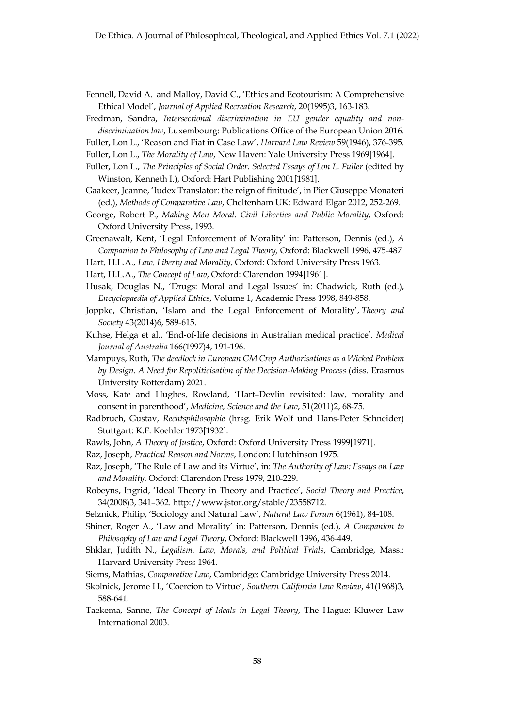Fennell, David A. and Malloy, David C., 'Ethics and Ecotourism: A Comprehensive Ethical Model', *Journal of Applied Recreation Research*, 20(1995)3, 163-183.

Fredman, Sandra, *Intersectional discrimination in EU gender equality and non-discrimination law*, Luxembourg: Publications Office of the European Union 2016.

Fuller, Lon L., 'Reason and Fiat in Case Law', *Harvard Law Review* 59(1946), 376-395.

Fuller, Lon L., *The Morality of Law*, New Haven: Yale University Press 1969[1964].

Fuller, Lon L., *The Principles of Social Order. Selected Essays of Lon L. Fuller* (edited by Winston, Kenneth I.), Oxford: Hart Publishing 2001[1981].

Gaakeer, Jeanne, 'Iudex Translator: the reign of finitude', in Pier Giuseppe Monateri (ed.), *Methods of Comparative Law*, Cheltenham UK: Edward Elgar 2012, 252-269.

George, Robert P., *Making Men Moral. Civil Liberties and Public Morality*, Oxford: Oxford University Press, 1993.

Greenawalt, Kent, 'Legal Enforcement of Morality' in: Patterson, Dennis (ed.), *A Companion to Philosophy of Law and Legal Theory,* Oxford: Blackwell 1996, 475-487

Hart, H.L.A., *Law, Liberty and Morality*, Oxford: Oxford University Press 1963.

Hart, H.L.A., *The Concept of Law*, Oxford: Clarendon 1994[1961].

Husak, Douglas N., 'Drugs: Moral and Legal Issues' in: Chadwick, Ruth (ed.), *Encyclopaedia of Applied Ethics*, Volume 1, Academic Press 1998, 849-858.

Joppke, Christian, 'Islam and the Legal Enforcement of Morality', *Theory and Society* 43(2014)6, 589-615.

Kuhse, Helga et al., 'End-of-life decisions in Australian medical practice'. *Medical Journal of Australia* 166(1997)4, 191-196.

Mampuys, Ruth, *The deadlock in European GM Crop Authorisations as a Wicked Problem by Design. A Need for Repoliticisation of the Decision-Making Process* (diss. Erasmus University Rotterdam) 2021.

Moss, Kate and Hughes, Rowland, 'Hart–Devlin revisited: law, morality and consent in parenthood', *Medicine, Science and the Law*, 51(2011)2, 68-75.

Radbruch, Gustav, *Rechtsphilosophie* (hrsg. Erik Wolf und Hans-Peter Schneider) Stuttgart: K.F. Koehler 1973[1932].

Rawls, John, *A Theory of Justice*, Oxford: Oxford University Press 1999[1971].

Raz, Joseph, *Practical Reason and Norms*, London: Hutchinson 1975.

Raz, Joseph, 'The Rule of Law and its Virtue', in: *The Authority of Law: Essays on Law and Morality*, Oxford: Clarendon Press 1979, 210-229.

Robeyns, Ingrid, 'Ideal Theory in Theory and Practice', *Social Theory and Practice*, 34(2008)3, 341–362. http://www.jstor.org/stable/23558712.

Selznick, Philip, 'Sociology and Natural Law', *Natural Law Forum* 6(1961), 84-108.

Shiner, Roger A., 'Law and Morality' in: Patterson, Dennis (ed.), *A Companion to Philosophy of Law and Legal Theory*, Oxford: Blackwell 1996, 436-449.

Shklar, Judith N., *Legalism. Law, Morals, and Political Trials*, Cambridge, Mass.: Harvard University Press 1964.

Siems, Mathias, *Comparative Law*, Cambridge: Cambridge University Press 2014.

Skolnick, Jerome H., 'Coercion to Virtue', *Southern California Law Review*, 41(1968)3, 588-641.

Taekema, Sanne, *The Concept of Ideals in Legal Theory*, The Hague: Kluwer Law International 2003.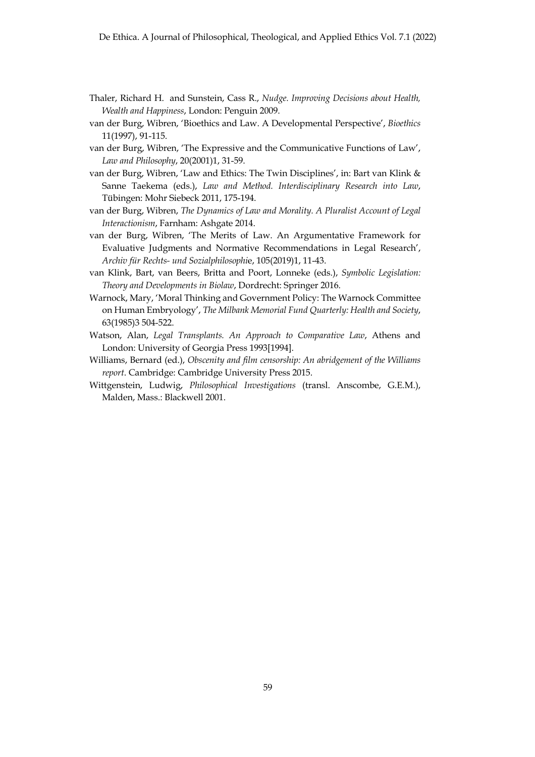Thaler, Richard H.  and Sunstein, Cass R., *Nudge. Improving Decisions about Health, Wealth and Happiness*, London: Penguin 2009.

van der Burg, Wibren, 'Bioethics and Law. A Developmental Perspective', *Bioethics* 11(1997), 91-115.

van der Burg, Wibren, 'The Expressive and the Communicative Functions of Law', *Law and Philosophy*, 20(2001)1, 31-59.

van der Burg, Wibren, 'Law and Ethics: The Twin Disciplines', in: Bart van Klink & Sanne Taekema (eds.), *Law and Method. Interdisciplinary Research into Law*, Tübingen: Mohr Siebeck 2011, 175-194.

van der Burg, Wibren, *The Dynamics of Law and Morality. A Pluralist Account of Legal Interactionism*, Farnham: Ashgate 2014.

van der Burg, Wibren, 'The Merits of Law. An Argumentative Framework for Evaluative Judgments and Normative Recommendations in Legal Research', *Archiv für Rechts- und Sozialphilosophi*e, 105(2019)1, 11-43.

van Klink, Bart, van Beers, Britta and Poort, Lonneke (eds.), *Symbolic Legislation: Theory and Developments in Biolaw*, Dordrecht: Springer 2016.

Warnock, Mary, 'Moral Thinking and Government Policy: The Warnock Committee on Human Embryology', *The Milbank Memorial Fund Quarterly: Health and Society*, 63(1985)3 504-522.

Watson, Alan, *Legal Transplants. An Approach to Comparative Law*, Athens and London: University of Georgia Press 1993[1994].

Williams, Bernard (ed.), *Obscenity and film censorship: An abridgement of the Williams report*. Cambridge: Cambridge University Press 2015.

Wittgenstein, Ludwig, *Philosophical Investigations* (transl. Anscombe, G.E.M.), Malden, Mass.: Blackwell 2001.